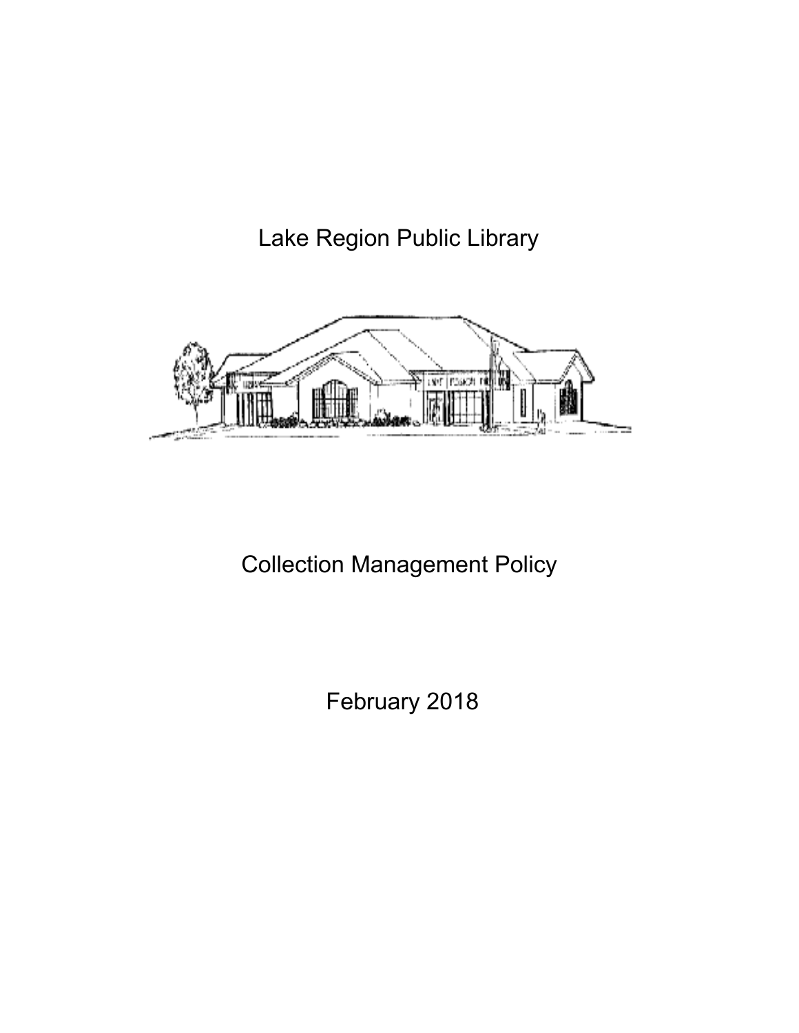# Lake Region Public Library

# Collection Management Policy

February 2018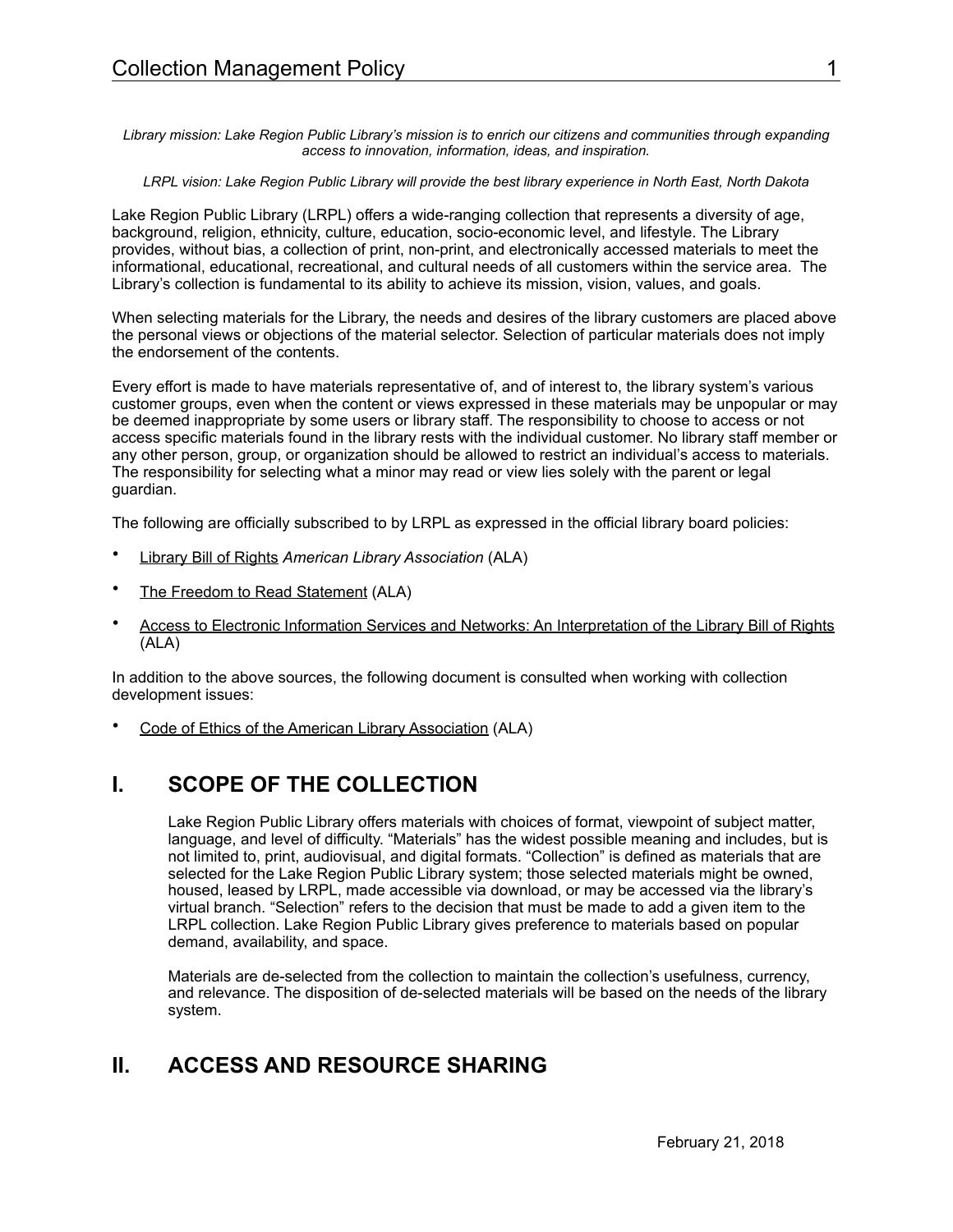*Library mission: Lake Region Public Library's mission is to enrich our citizens and communities through expanding access to innovation, information, ideas, and inspiration.*

*LRPL vision: Lake Region Public Library will provide the best library experience in North East, North Dakota*

Lake Region Public Library (LRPL) offers a wide-ranging collection that represents a diversity of age, background, religion, ethnicity, culture, education, socio-economic level, and lifestyle. The Library provides, without bias, a collection of print, non-print, and electronically accessed materials to meet the informational, educational, recreational, and cultural needs of all customers within the service area. The Library's collection is fundamental to its ability to achieve its mission, vision, values, and goals.

When selecting materials for the Library, the needs and desires of the library customers are placed above the personal views or objections of the material selector. Selection of particular materials does not imply the endorsement of the contents.

Every effort is made to have materials representative of, and of interest to, the library system's various customer groups, even when the content or views expressed in these materials may be unpopular or may be deemed inappropriate by some users or library staff. The responsibility to choose to access or not access specific materials found in the library rests with the individual customer. No library staff member or any other person, group, or organization should be allowed to restrict an individual's access to materials. The responsibility for selecting what a minor may read or view lies solely with the parent or legal guardian.

The following are officially subscribed to by LRPL as expressed in the official library board policies:

- Library Bill of Rights *American Library Association* (ALA)
- The Freedom to Read Statement (ALA)
- Access to Electronic Information Services and Networks: An Interpretation of the Library Bill of Rights (ALA)

In addition to the above sources, the following document is consulted when working with collection development issues:

- Code of Ethics of the American Library Association (ALA)

## I. SCOPE OF THE COLLECTION

Lake Region Public Library offers materials with choices of format, viewpoint of subject matter, language, and level of difficulty. "Materials" has the widest possible meaning and includes, but is not limited to, print, audiovisual, and digital formats. "Collection" is defined as materials that are selected for the Lake Region Public Library system; those selected materials might be owned, housed, leased by LRPL, made accessible via download, or may be accessed via the library's virtual branch. "Selection" refers to the decision that must be made to add a given item to the LRPL collection. Lake Region Public Library gives preference to materials based on popular demand, availability, and space.

Materials are de-selected from the collection to maintain the collection's usefulness, currency, and relevance. The disposition of de-selected materials will be based on the needs of the library system.

## II. ACCESS AND RESOURCE SHARING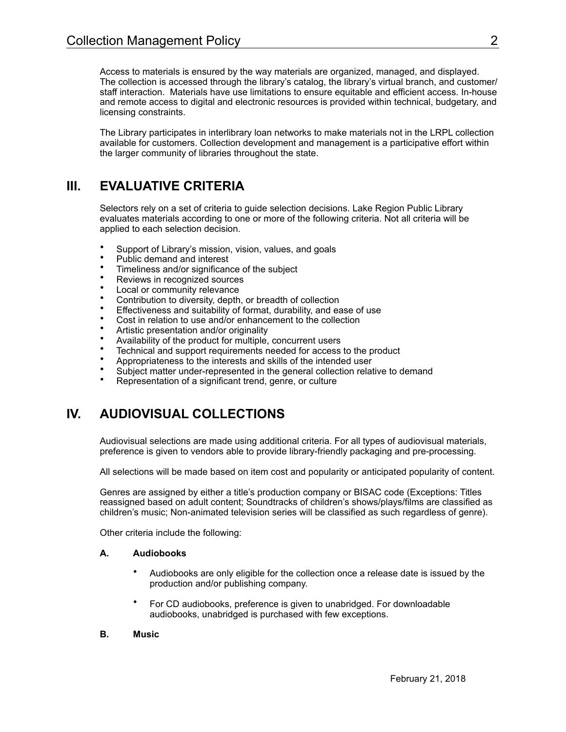Access to materials is ensured by the way materials are organized, managed, and displayed. The collection is accessed through the library's catalog, the library's virtual branch, and customer/ staff interaction. Materials have use limitations to ensure equitable and efficient access. In-house and remote access to digital and electronic resources is provided within technical, budgetary, and licensing constraints.

The Library participates in interlibrary loan networks to make materials not in the LRPL collection available for customers. Collection development and management is a participative effort within the larger community of libraries throughout the state.

## III. EVALUATIVE CRITERIA

Selectors rely on a set of criteria to guide selection decisions. Lake Region Public Library evaluates materials according to one or more of the following criteria. Not all criteria will be applied to each selection decision.

- Support of Library's mission, vision, values, and goals
- Public demand and interest
- Timeliness and/or significance of the subject
- Reviews in recognized sources
- Local or community relevance
- Contribution to diversity, depth, or breadth of collection
- Effectiveness and suitability of format, durability, and ease of use
- Cost in relation to use and/or enhancement to the collection
- Artistic presentation and/or originality
- Availability of the product for multiple, concurrent users
- Technical and support requirements needed for access to the product
- Appropriateness to the interests and skills of the intended user
- Subject matter under-represented in the general collection relative to demand
- Representation of a significant trend, genre, or culture

## IV. AUDIOVISUAL COLLECTIONS

Audiovisual selections are made using additional criteria. For all types of audiovisual materials, preference is given to vendors able to provide library-friendly packaging and pre-processing.

All selections will be made based on item cost and popularity or anticipated popularity of content.

Genres are assigned by either a title's production company or BISAC code (Exceptions: Titles reassigned based on adult content; Soundtracks of children's shows/plays/films are classified as children's music; Non-animated television series will be classified as such regardless of genre).

Other criteria include the following:

### A. Audiobooks

- Audiobooks are only eligible for the collection once a release date is issued by the production and/or publishing company.
- For CD audiobooks, preference is given to unabridged. For downloadable audiobooks, unabridged is purchased with few exceptions.

### B. Music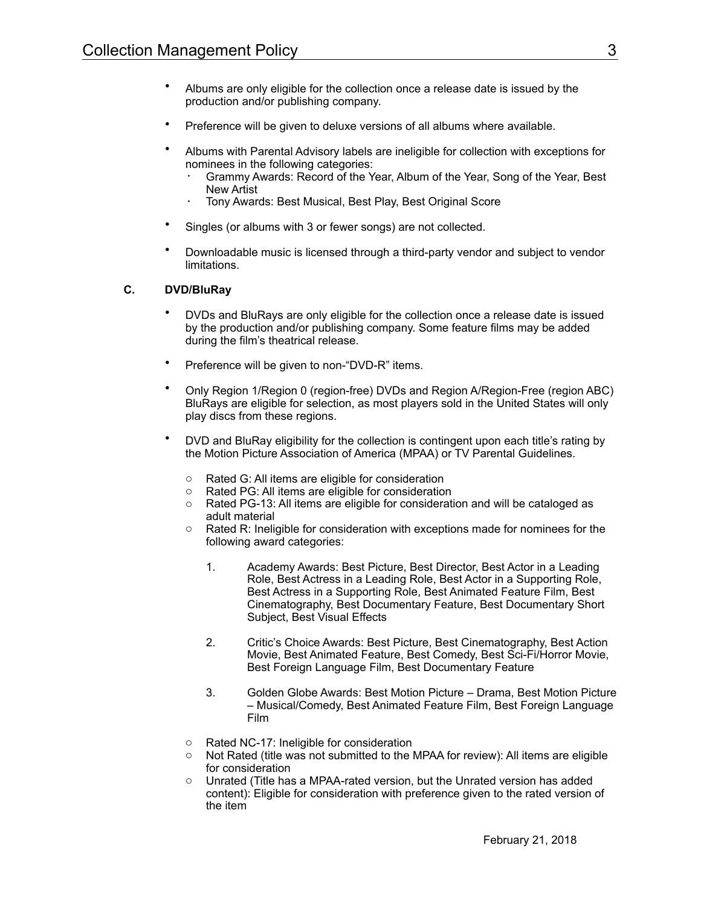- Albums are only eligible for the collection once a release date is issued by the production and/or publishing company.

- Preference will be given to deluxe versions of all albums where available.

- Albums with Parental Advisory labels are ineligible for collection with exceptions for nominees in the following categories:
    - Grammy Awards: Record of the Year, Album of the Year, Song of the Year, Best New Artist
    - Tony Awards: Best Musical, Best Play, Best Original Score

- Singles (or albums with 3 or fewer songs) are not collected.

- Downloadable music is licensed through a third-party vendor and subject to vendor limitations.

### C. DVD/BluRay

- DVDs and BluRays are only eligible for the collection once a release date is issued by the production and/or publishing company. Some feature films may be added during the film's theatrical release.

- Preference will be given to non-"DVD-R" items.

- Only Region 1/Region 0 (region-free) DVDs and Region A/Region-Free (region ABC) BluRays are eligible for selection, as most players sold in the United States will only play discs from these regions.

- DVD and BluRay eligibility for the collection is contingent upon each title's rating by the Motion Picture Association of America (MPAA) or TV Parental Guidelines.

    - Rated G: All items are eligible for consideration
    - Rated PG: All items are eligible for consideration
    - Rated PG-13: All items are eligible for consideration and will be cataloged as adult material
    - Rated R: Ineligible for consideration with exceptions made for nominees for the following award categories:

        1. Academy Awards: Best Picture, Best Director, Best Actor in a Leading Role, Best Actress in a Leading Role, Best Actor in a Supporting Role, Best Actress in a Supporting Role, Best Animated Feature Film, Best Cinematography, Best Documentary Feature, Best Documentary Short Subject, Best Visual Effects

        2. Critic's Choice Awards: Best Picture, Best Cinematography, Best Action Movie, Best Animated Feature, Best Comedy, Best Sci-Fi/Horror Movie, Best Foreign Language Film, Best Documentary Feature

        3. Golden Globe Awards: Best Motion Picture – Drama, Best Motion Picture – Musical/Comedy, Best Animated Feature Film, Best Foreign Language Film

    - Rated NC-17: Ineligible for consideration
    - Not Rated (title was not submitted to the MPAA for review): All items are eligible for consideration
    - Unrated (Title has a MPAA-rated version, but the Unrated version has added content): Eligible for consideration with preference given to the rated version of the item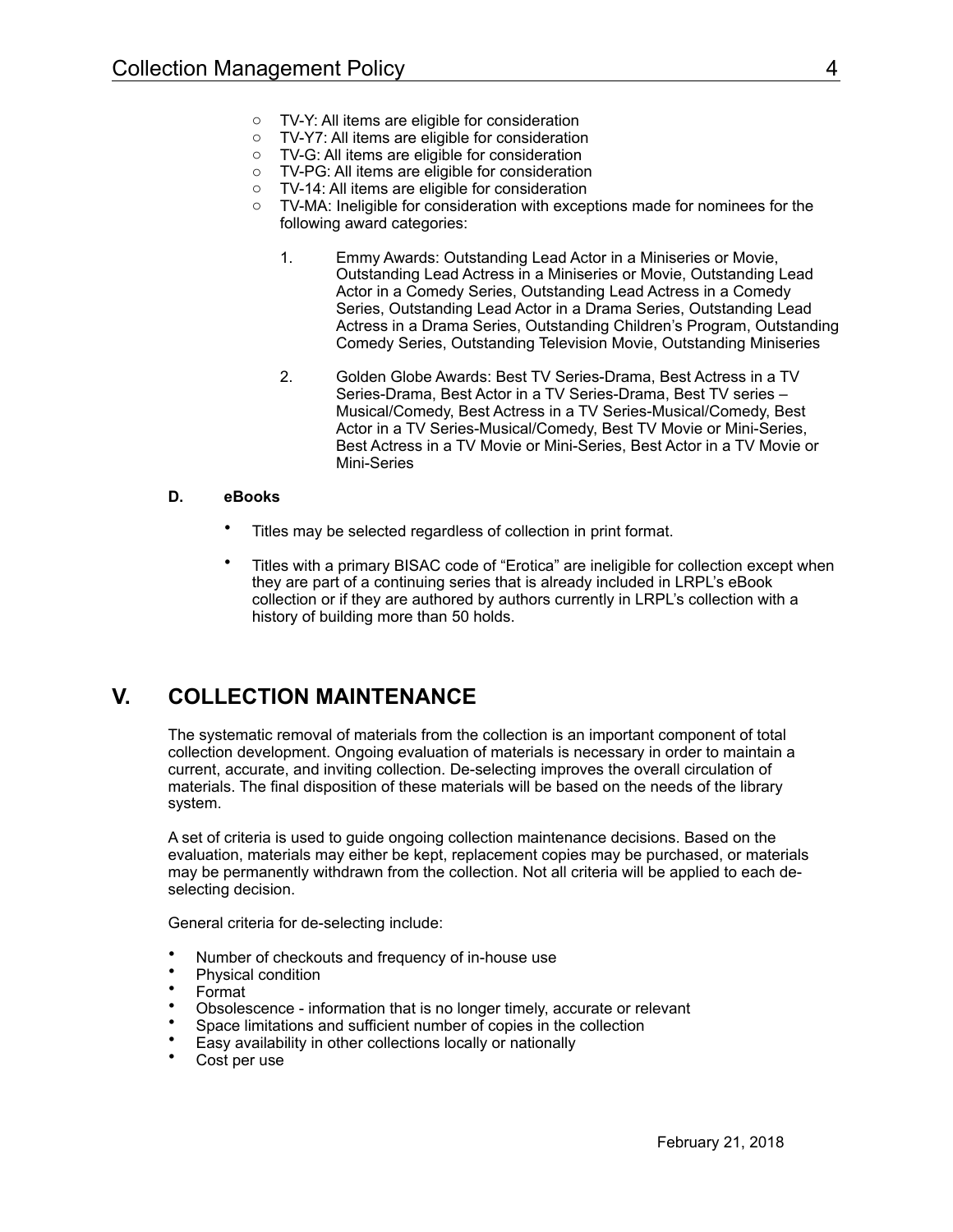- TV-Y: All items are eligible for consideration
- TV-Y7: All items are eligible for consideration
- TV-G: All items are eligible for consideration
- TV-PG: All items are eligible for consideration
- TV-14: All items are eligible for consideration
- TV-MA: Ineligible for consideration with exceptions made for nominees for the following award categories:

  1. Emmy Awards: Outstanding Lead Actor in a Miniseries or Movie, Outstanding Lead Actress in a Miniseries or Movie, Outstanding Lead Actor in a Comedy Series, Outstanding Lead Actress in a Comedy Series, Outstanding Lead Actor in a Drama Series, Outstanding Lead Actress in a Drama Series, Outstanding Children's Program, Outstanding Comedy Series, Outstanding Television Movie, Outstanding Miniseries

  2. Golden Globe Awards: Best TV Series-Drama, Best Actress in a TV Series-Drama, Best Actor in a TV Series-Drama, Best TV series – Musical/Comedy, Best Actress in a TV Series-Musical/Comedy, Best Actor in a TV Series-Musical/Comedy, Best TV Movie or Mini-Series, Best Actress in a TV Movie or Mini-Series, Best Actor in a TV Movie or Mini-Series

### D. eBooks

- Titles may be selected regardless of collection in print format.
- Titles with a primary BISAC code of "Erotica" are ineligible for collection except when they are part of a continuing series that is already included in LRPL's eBook collection or if they are authored by authors currently in LRPL's collection with a history of building more than 50 holds.

## V. COLLECTION MAINTENANCE

The systematic removal of materials from the collection is an important component of total collection development. Ongoing evaluation of materials is necessary in order to maintain a current, accurate, and inviting collection. De-selecting improves the overall circulation of materials. The final disposition of these materials will be based on the needs of the library system.

A set of criteria is used to guide ongoing collection maintenance decisions. Based on the evaluation, materials may either be kept, replacement copies may be purchased, or materials may be permanently withdrawn from the collection. Not all criteria will be applied to each de-selecting decision.

General criteria for de-selecting include:

- Number of checkouts and frequency of in-house use
- Physical condition
- Format
- Obsolescence - information that is no longer timely, accurate or relevant
- Space limitations and sufficient number of copies in the collection
- Easy availability in other collections locally or nationally
- Cost per use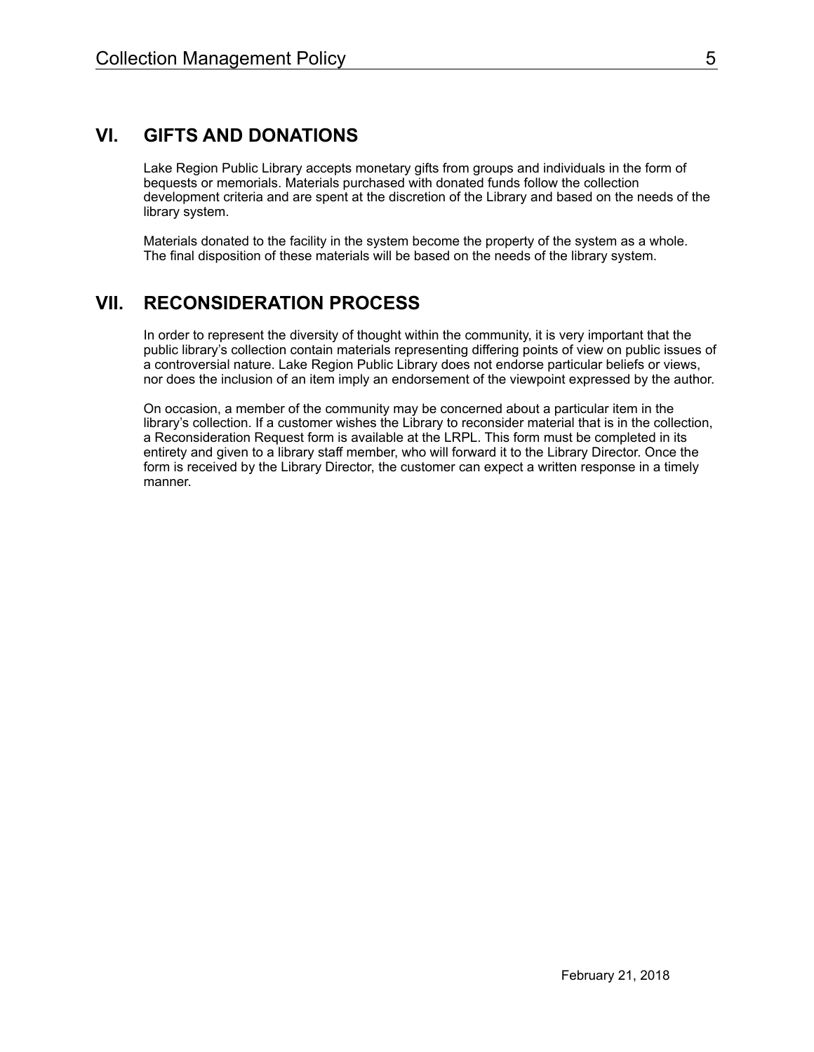## VI. GIFTS AND DONATIONS

Lake Region Public Library accepts monetary gifts from groups and individuals in the form of bequests or memorials. Materials purchased with donated funds follow the collection development criteria and are spent at the discretion of the Library and based on the needs of the library system.

Materials donated to the facility in the system become the property of the system as a whole. The final disposition of these materials will be based on the needs of the library system.

## VII. RECONSIDERATION PROCESS

In order to represent the diversity of thought within the community, it is very important that the public library's collection contain materials representing differing points of view on public issues of a controversial nature. Lake Region Public Library does not endorse particular beliefs or views, nor does the inclusion of an item imply an endorsement of the viewpoint expressed by the author.

On occasion, a member of the community may be concerned about a particular item in the library's collection. If a customer wishes the Library to reconsider material that is in the collection, a Reconsideration Request form is available at the LRPL. This form must be completed in its entirety and given to a library staff member, who will forward it to the Library Director. Once the form is received by the Library Director, the customer can expect a written response in a timely manner.

February 21, 2018